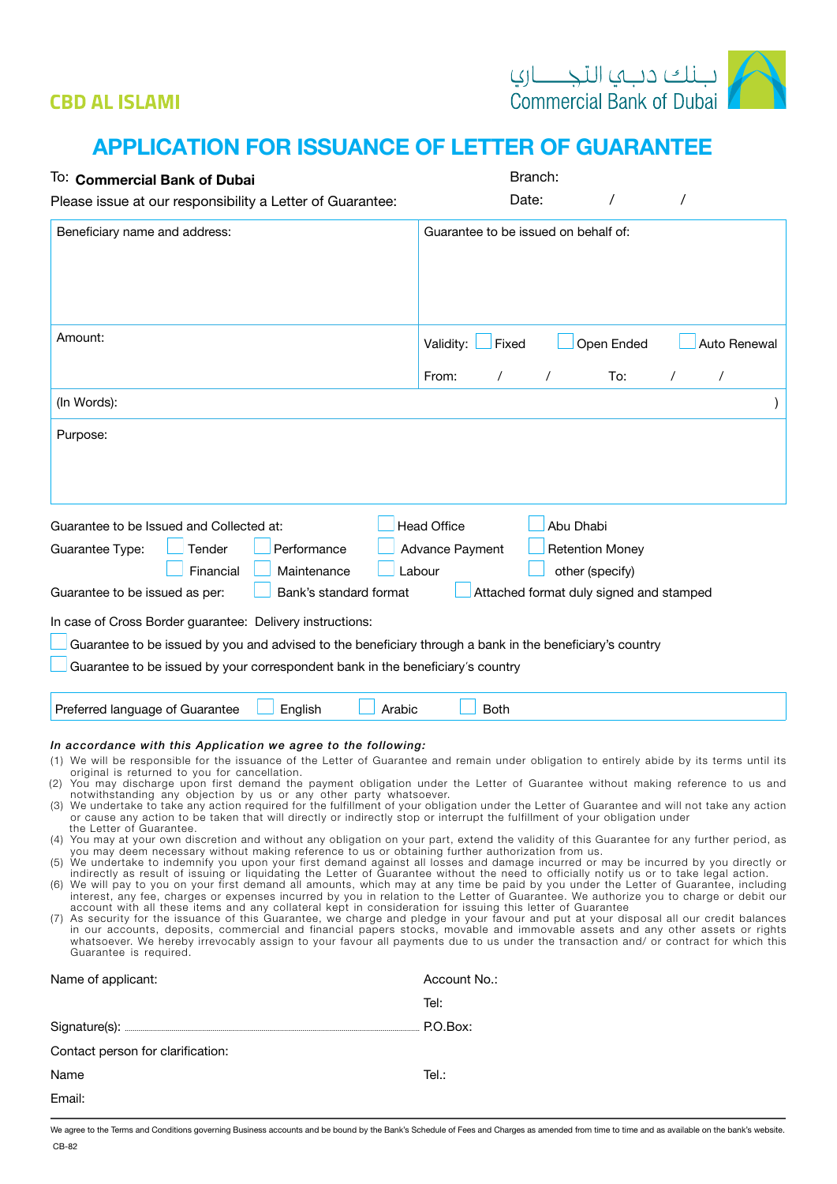CBD AL ISLAMI

بـنـك دبـي الـتـجـــــاري
Commercial Bank of Dubai

# APPLICATION FOR ISSUANCE OF LETTER OF GUARANTEE

To: **Commercial Bank of Dubai**

Please issue at our responsibility a Letter of Guarantee:

Branch:

Date: / /

| Beneficiary name and address: | Guarantee to be issued on behalf of: |
|---|---|
| Amount: | Validity: ☐ Fixed ☐ Open Ended ☐ Auto Renewal<br>From: / / To: / / |
| (In Words): | ) |
| Purpose: | |

Guarantee to be Issued and Collected at: ☐ Head Office ☐ Abu Dhabi

Guarantee Type: ☐ Tender ☐ Performance ☐ Advance Payment ☐ Retention Money ☐ Financial ☐ Maintenance ☐ Labour ☐ other (specify)

Guarantee to be issued as per: ☐ Bank's standard format ☐ Attached format duly signed and stamped

In case of Cross Border guarantee: Delivery instructions:

☐ Guarantee to be issued by you and advised to the beneficiary through a bank in the beneficiary's country

☐ Guarantee to be issued by your correspondent bank in the beneficiary's country

Preferred language of Guarantee ☐ English ☐ Arabic ☐ Both

***In accordance with this Application we agree to the following:***

(1) We will be responsible for the issuance of the Letter of Guarantee and remain under obligation to entirely abide by its terms until its original is returned to you for cancellation.
(2) You may discharge upon first demand the payment obligation under the Letter of Guarantee without making reference to us and notwithstanding any objection by us or any other party whatsoever.
(3) We undertake to take any action required for the fulfillment of your obligation under the Letter of Guarantee and will not take any action or cause any action to be taken that will directly or indirectly stop or interrupt the fulfillment of your obligation under the Letter of Guarantee.
(4) You may at your own discretion and without any obligation on your part, extend the validity of this Guarantee for any further period, as you may deem necessary without making reference to us or obtaining further authorization from us.
(5) We undertake to indemnify you upon your first demand against all losses and damage incurred or may be incurred by you directly or indirectly as result of issuing or liquidating the Letter of Guarantee without the need to officially notify us or to take legal action.
(6) We will pay to you on your first demand all amounts, which may at any time be paid by you under the Letter of Guarantee, including interest, any fee, charges or expenses incurred by you in relation to the Letter of Guarantee. We authorize you to charge or debit our account with all these items and any collateral kept in consideration for issuing this letter of Guarantee
(7) As security for the issuance of this Guarantee, we charge and pledge in your favour and put at your disposal all our credit balances in our accounts, deposits, commercial and financial papers stocks, movable and immovable assets and any other assets or rights whatsoever. We hereby irrevocably assign to your favour all payments due to us under the transaction and/ or contract for which this Guarantee is required.

Name of applicant:

Account No.:

Tel:

Signature(s): ..............................

P.O.Box:

Contact person for clarification:

Name

Tel.:

Email:

We agree to the Terms and Conditions governing Business accounts and be bound by the Bank's Schedule of Fees and Charges as amended from time to time and as available on the bank's website.

CB-82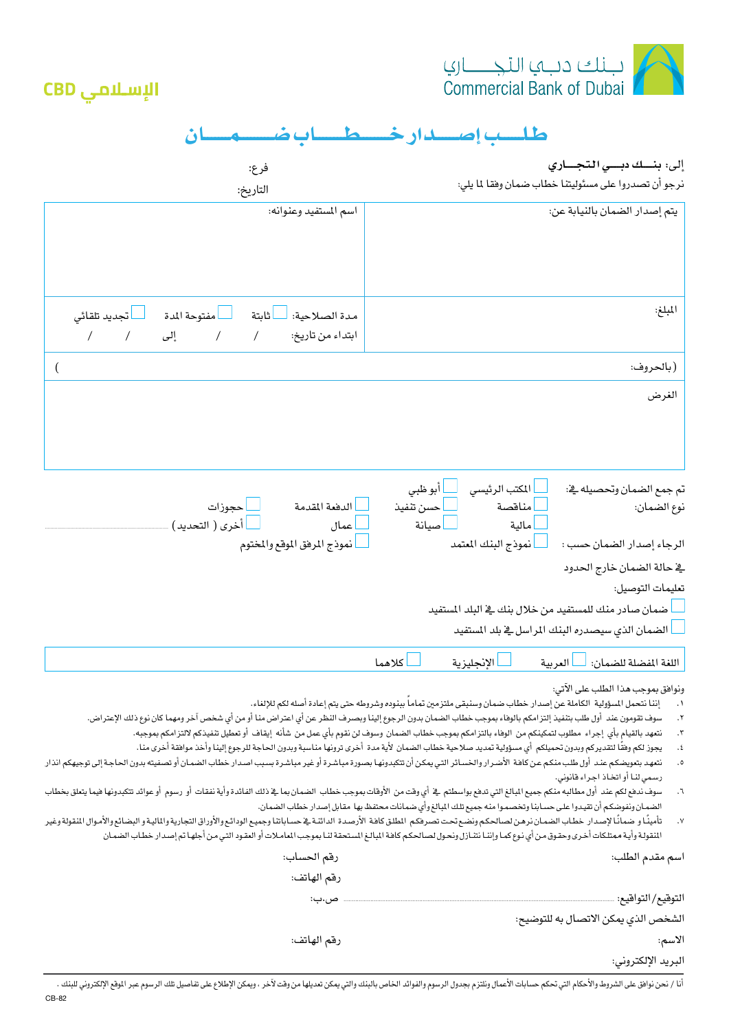CBD الإسلامي

بنك دبي التجاري
Commercial Bank of Dubai

# طلب إصدار خطاب ضمان

إلى: **بنك دبي التجاري**

فرع:

نرجو أن تصدروا على مسئوليتنا خطاب ضمان وفقا لما يلي:

التاريخ:

| | |
|---|---|
| يتم إصدار الضمان بالنيابة عن: | اسم المستفيد وعنوانه: |
| المبلغ: | مدة الصلاحية: ☐ ثابتة ☐ مفتوحة المدة ☐ تجديد تلقائي<br>ابتداء من تاريخ: / / إلى / / |
| (بالحروف: | ) |
| الغرض | |

تم جمع الضمان وتحصيله في: ☐ المكتب الرئيسي ☐ أبو ظبي

نوع الضمان: ☐ مناقصة ☐ حسن تنفيذ ☐ الدفعة المقدمة ☐ حجوزات ☐ مالية ☐ صيانة ☐ عمال ☐ أخرى ( التحديد ) ..............................

الرجاء إصدار الضمان حسب : ☐ نموذج البنك المعتمد ☐ نموذج المرفق الموقع والمختوم

في حالة الضمان خارج الحدود

تعليمات التوصيل:

☐ ضمان صادر منك للمستفيد من خلال بنك في البلد المستفيد

☐ الضمان الذي سيصدره البنك المراسل في بلد المستفيد

| اللغة المفضلة للضمان: ☐ العربية ☐ الإنجليزية ☐ كلاهما |
|---|

ونوافق بموجب هذا الطلب على الآتي:

١. إننا نتحمل المسؤولية الكاملة عن إصدار خطاب ضمان وسنبقى ملتزمين تماماً ببنوده وشروطه حتى يتم إعادة أصله لكم للإلغاء.
٢. سوف تقومون عند أول طلب بتنفيذ إلتزامكم بالوفاء بموجب خطاب الضمان بدون الرجوع إلينا وبصرف النظر عن أي اعتراض منا أو من أي شخص آخر ومهما كان نوع ذلك الإعتراض.
٣. نتعهد بالقيام بأي إجراء مطلوب لتمكينكم من الوفاء بالتزامكم بموجب خطاب الضمان وسوف لن نقوم بأي عمل من شأنه إيقاف أو تعطيل تنفيذكم لالتزامكم بموجبه.
٤. يجوز لكم وفقًا لتقديركم وبدون تحميلكم أي مسؤولية تمديد صلاحية خطاب الضمان لأية مدة أخرى ترونها مناسبة وبدون الحاجة للرجوع إلينا وأخذ موافقة أخرى منا.
٥. نتعهد بتعويضكم عند أول طلب منكم عن كافة الأضرار والخسائر التي يمكن أن تتكبدونها بصورة مباشرة أو غير مباشرة بسبب اصدار خطاب الضمان أو تصفيته بدون الحاجة إلى توجيهكم انذار رسمي لنا أو اتخاذ اجراء قانوني.
٦. سوف ندفع لكم عند أول مطالبه منكم جميع المبالغ التي تدفع بواسطتم في أي وقت من الأوقات بموجب خطاب الضمان بما في ذلك الفائدة وأية نفقات أو رسوم أو عوائد تتكبدونها فيما يتعلق بخطاب الضمان ونفوضكم أن تقيدوا على حسابنا وتخصموا منه جميع تلك المبالغ وأي ضمانات محتفظ بها مقابل إصدار خطاب الضمان.
٧. تأمينًا و ضمانًا لإصدار خطاب الضمان نرهن لصالحكم ونضع تحت تصرفكم المطلق كافة الأرصدة الدائنة في حساباتنا وجميع الودائع والأوراق التجارية والمالية و البضائع والأموال المنقولة وغير المنقولة وأية ممتلكات أخرى وحقوق من أي نوع كما وإننا نتنازل ونحول لصالحكم كافة المبالغ المستحقة لنا بموجب المعاملات أو العقود التي من أجلها تم إصدار خطاب الضمان

اسم مقدم الطلب:

رقم الحساب:

رقم الهاتف:

التوقيع/التواقيع: ..............................

ص.ب:

الشخص الذي يمكن الاتصال به للتوضيح:

الاسم:

رقم الهاتف:

البريد الإلكتروني:

أنا / نحن نوافق على الشروط والأحكام التي تحكم حسابات الأعمال ونلتزم بجدول الرسوم والفوائد الخاص بالبنك والتي يمكن تعديلها من وقت لآخر ، ويمكن الإطلاع على تفاصيل تلك الرسوم عبر الموقع الإلكتروني للبنك .

CB-82